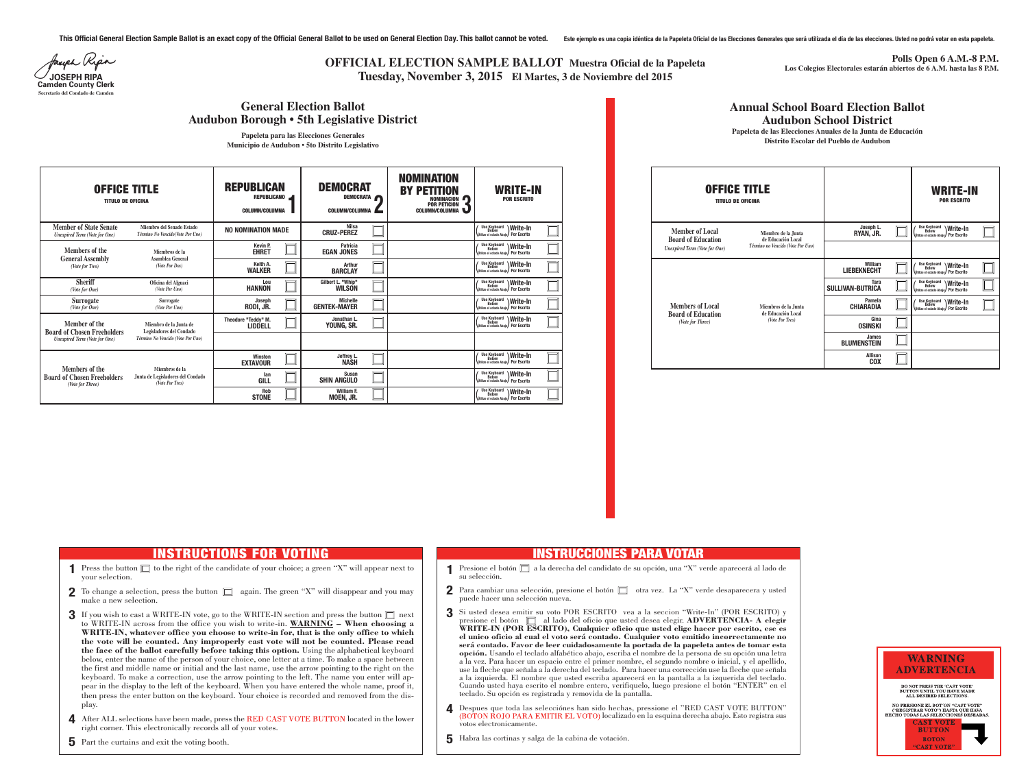This Official General Election Sample Ballot is an exact copy of the Official General Ballot to be used on General Election Day. This ballot cannot be voted.

Este ejemplo es una copia idéntica de la Papeleta Oficial de las Elecciones Generales que será utilizada el día de las elecciones. Usted no podrá votar en esta papeleta.

Joseph Ripa
**JOSEPH RIPA**
**Camden County Clerk**
Secretario del Condado de Camden

# OFFICIAL ELECTION SAMPLE BALLOT Muestra Oficial de la Papeleta
## Tuesday, November 3, 2015 El Martes, 3 de Noviembre del 2015

**Polls Open 6 A.M.-8 P.M.**
Los Colegios Electorales estarán abiertos de 6 A.M. hasta las 8 P.M.

## General Election Ballot
## Audubon Borough • 5th Legislative District

Papeleta para las Elecciones Generales
Municipio de Audubon • 5to Distrito Legislativo

| OFFICE TITLE / TITULO DE OFICINA | | REPUBLICAN / REPUBLICANO COLUMN/COLUMNA 1 | DEMOCRAT / DEMOCRATA COLUMN/COLUMNA 2 | NOMINATION BY PETITION / NOMINACION POR PETICION COLUMN/COLUMNA 3 | WRITE-IN / POR ESCRITO |
|---|---|---|---|---|---|
| Member of State Senate *Unexpired Term (Vote for One)* | Miembro del Senado Estado *Término No Vencido(Vote Por Uno)* | NO NOMINATION MADE | Nilsa CRUZ-PEREZ | | Use Keyboard Below (Utilice el teclado Abajo) Write-In Por Escrito |
| Members of the General Assembly *(Vote for Two)* | Miembros de la Asamblea General *(Vote Por Dos)* | Kevin P. EHRET | Patricia EGAN JONES | | Use Keyboard Below (Utilice el teclado Abajo) Write-In Por Escrito |
| | | Keith A. WALKER | Arthur BARCLAY | | Use Keyboard Below (Utilice el teclado Abajo) Write-In Por Escrito |
| Sheriff *(Vote for One)* | Oficina del Alguaci *(Vote Por Uno)* | Lou HANNON | Gilbert L. "Whip" WILSON | | Use Keyboard Below (Utilice el teclado Abajo) Write-In Por Escrito |
| Surrogate *(Vote for One)* | Surrogate *(Vote Por Uno)* | Joseph RODI, JR. | Michelle GENTEK-MAYER | | Use Keyboard Below (Utilice el teclado Abajo) Write-In Por Escrito |
| Member of the Board of Chosen Freeholders *Unexpired Term (Vote for One)* | Miembro de la Junta de Legisladores del Condado *Término No Vencido (Vote Por Uno)* | Theodore "Teddy" M. LIDDELL | Jonathan L. YOUNG, SR. | | Use Keyboard Below (Utilice el teclado Abajo) Write-In Por Escrito |
| Members of the Board of Chosen Freeholders *(Vote for Three)* | Miembros de la Junta de Legisladores del Condado *(Vote Por Tres)* | Winston EXTAVOUR | Jeffrey L. NASH | | Use Keyboard Below (Utilice el teclado Abajo) Write-In Por Escrito |
| | | Ian GILL | Susan SHIN ANGULO | | Use Keyboard Below (Utilice el teclado Abajo) Write-In Por Escrito |
| | | Rob STONE | William F. MOEN, JR. | | Use Keyboard Below (Utilice el teclado Abajo) Write-In Por Escrito |

## Annual School Board Election Ballot
## Audubon School District

Papeleta de las Elecciones Anuales de la Junta de Educación
Distrito Escolar del Pueblo de Audubon

| OFFICE TITLE / TITULO DE OFICINA | | | WRITE-IN / POR ESCRITO |
|---|---|---|---|
| Member of Local Board of Education *Unexpired Term (Vote for One)* | Miembro de la Junta de Educación Local *Término no Vencido (Vote Por Uno)* | Joseph L. RYAN, JR. | Use Keyboard Below (Utilice el teclado Abajo) Write-In Por Escrito |
| Members of Local Board of Education *(Vote for Three)* | Miembros de la Junta de Educación Local *(Vote Por Tres)* | William LIEBEKNECHT | Use Keyboard Below (Utilice el teclado Abajo) Write-In Por Escrito |
| | | Tara SULLIVAN-BUTRICA | Use Keyboard Below (Utilice el teclado Abajo) Write-In Por Escrito |
| | | Pamela CHIARADIA | Use Keyboard Below (Utilice el teclado Abajo) Write-In Por Escrito |
| | | Gina OSINSKI | |
| | | James BLUMENSTEIN | |
| | | Allison COX | |

## INSTRUCTIONS FOR VOTING

1. Press the button ☐ to the right of the candidate of your choice; a green "X" will appear next to your selection.
2. To change a selection, press the button ☐ again. The green "X" will disappear and you may make a new selection.
3. If you wish to cast a WRITE-IN vote, go to the WRITE-IN section and press the button ☐ next to WRITE-IN across from the office you wish to write-in. **WARNING – When choosing a WRITE-IN, whatever office you choose to write-in for, that is the only office to which the vote will be counted. Any improperly cast vote will not be counted. Please read the face of the ballot carefully before taking this option.** Using the alphabetical keyboard below, enter the name of the person of your choice, one letter at a time. To make a space between the first and middle name or initial and the last name, use the arrow pointing to the right on the keyboard. To make a correction, use the arrow pointing to the left. The name you enter will appear in the display to the left of the keyboard. When you have entered the whole name, proof it, then press the enter button on the keyboard. Your choice is recorded and removed from the display.
4. After ALL selections have been made, press the RED CAST VOTE BUTTON located in the lower right corner. This electronically records all of your votes.
5. Part the curtains and exit the voting booth.

## INSTRUCCIONES PARA VOTAR

1. Presione el botón ☐ a la derecha del candidato de su opción, una "X" verde aparecerá al lado de su selección.
2. Para cambiar una selección, presione el botón ☐ otra vez. La "X" verde desaparecera y usted puede hacer una selección nueva.
3. Si usted desea emitir su voto POR ESCRITO vea a la seccion "Write-In" (POR ESCRITO) y presione el botón ☐ al lado del oficio que usted desea elegir. **ADVERTENCIA- A elegir WRITE-IN (POR ESCRITO), Cualquier oficio que usted elige hacer por escrito, ese es el unico oficio al cual el voto será contado. Cualquier voto emitido incorrectamente no será contado. Favor de leer cuidadosamente la portada de la papeleta antes de tomar esta opción.** Usando el teclado alfabético abajo, escriba el nombre de la persona de su opción una letra a la vez. Para hacer un espacio entre el primer nombre, el segundo nombre o inicial, y el apellido, use la fleche que señala a la derecha del teclado. Para hacer una corrección use la fleche que señala a la izquierda. El nombre que usted escriba aparecerá en la pantalla a la izquierda del teclado. Cuando usted haya escrito el nombre entero, verifíquelo, luego presione el botón "ENTER" en el teclado. Su opción es registrada y removida de la pantalla.
4. Despues que toda las seleccíones han sido hechas, pressione el "RED CAST VOTE BUTTON" (BOTON ROJO PARA EMITIR EL VOTO) localizado en la esquina derecha abajo. Esto registra sus votos electronicamente.
5. Habra las cortinas y salga de la cabina de votación.

**WARNING**
**ADVERTENCIA**

DO NOT PRESS THE "CAST VOTE" BUTTON UNTIL YOU HAVE MADE ALL DESIRED SELECTIONS.

NO PRESIONE EL BOT'ON "CAST VOTE" ("REGISTRAR VOTO") HASTA QUE HAYA HECHO TODAS LAS SELECCIONES DESEADAS.

CAST VOTE BUTTON
BOTON "CAST VOTE"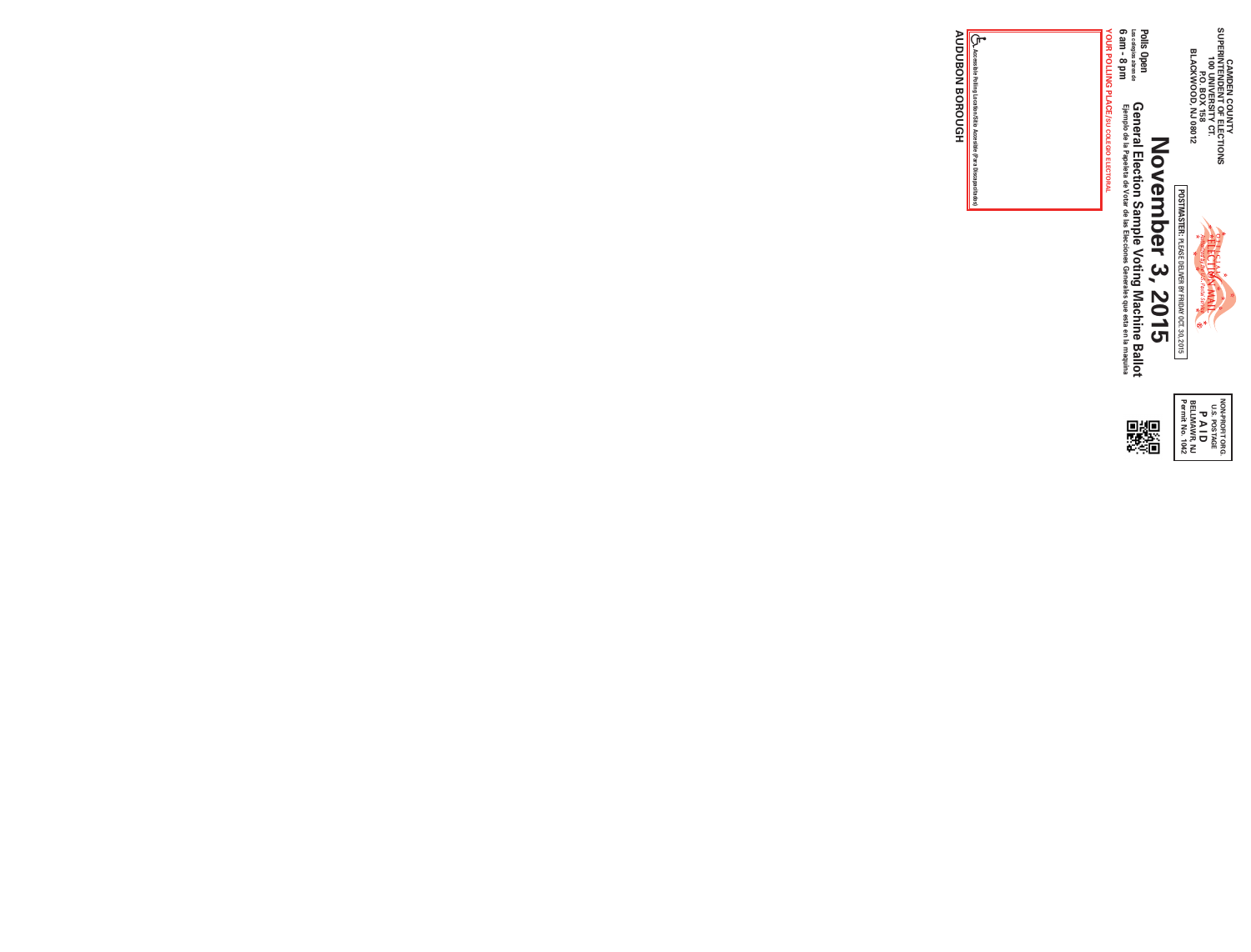CAMDEN COUNTY
SUPERINTENDENT OF ELECTIONS
100 UNIVERSITY CT.
P.O. BOX 158
BLACKWOOD, NJ 08012

POSTMASTER: PLEASE DELIVER BY FRIDAY OCT 30, 2015

NON-PROFIT ORG.
U.S. POSTAGE
P A I D
BELLMAWR, NJ
Permit No. 1042

# November 3, 2015

## General Election Sample Voting Machine Ballot

Ejemplo de la Papeleta de Votar de las Elecciones Generales que esta en la maquina

**Polls Open**
Las casillas abren de
**6 am - 8 pm**

YOUR POLLING PLACE/SU COLEGIO ELECTORAL

Accessible Polling Location/Sitio Accesible (Para Discapacitados)

**AUDUBON BOROUGH**